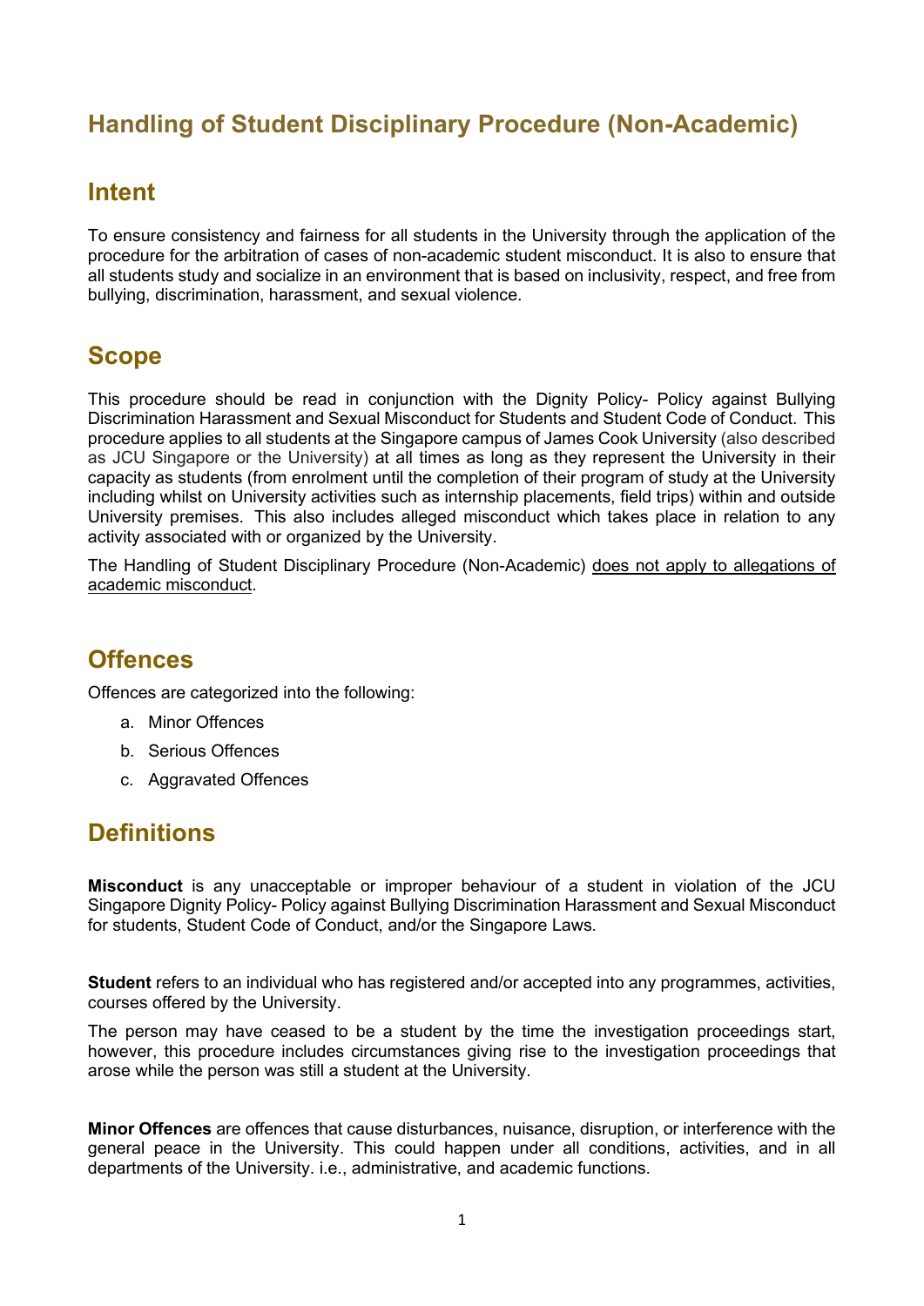# Handling of Student Disciplinary Procedure (Non-Academic)

## Intent

To ensure consistency and fairness for all students in the University through the application of the procedure for the arbitration of cases of non-academic student misconduct. It is also to ensure that all students study and socialize in an environment that is based on inclusivity, respect, and free from bullying, discrimination, harassment, and sexual violence.

## Scope

This procedure should be read in conjunction with the Dignity Policy- Policy against Bullying Discrimination Harassment and Sexual Misconduct for Students and Student Code of Conduct. This procedure applies to all students at the Singapore campus of James Cook University (also described as JCU Singapore or the University) at all times as long as they represent the University in their capacity as students (from enrolment until the completion of their program of study at the University including whilst on University activities such as internship placements, field trips) within and outside University premises. This also includes alleged misconduct which takes place in relation to any activity associated with or organized by the University.

The Handling of Student Disciplinary Procedure (Non-Academic) <u>does not apply to allegations of academic misconduct</u>.

## Offences

Offences are categorized into the following:

a. Minor Offences
b. Serious Offences
c. Aggravated Offences

## Definitions

**Misconduct** is any unacceptable or improper behaviour of a student in violation of the JCU Singapore Dignity Policy- Policy against Bullying Discrimination Harassment and Sexual Misconduct for students, Student Code of Conduct, and/or the Singapore Laws.

**Student** refers to an individual who has registered and/or accepted into any programmes, activities, courses offered by the University.

The person may have ceased to be a student by the time the investigation proceedings start, however, this procedure includes circumstances giving rise to the investigation proceedings that arose while the person was still a student at the University.

**Minor Offences** are offences that cause disturbances, nuisance, disruption, or interference with the general peace in the University. This could happen under all conditions, activities, and in all departments of the University. i.e., administrative, and academic functions.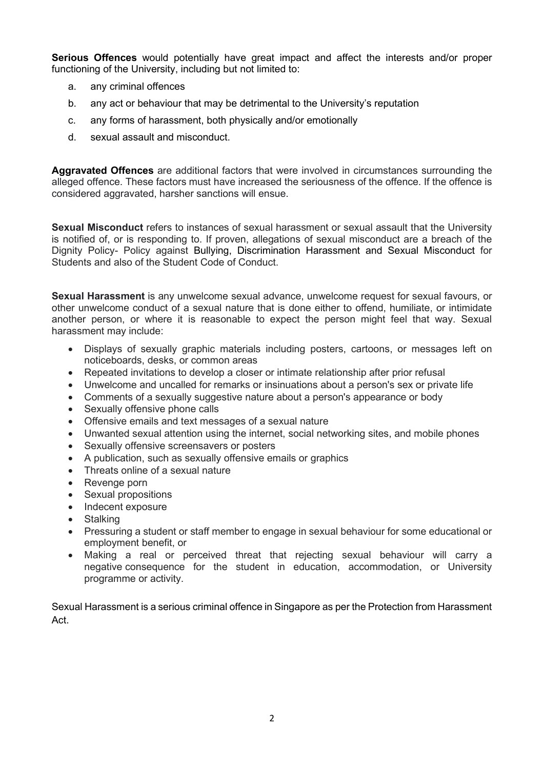**Serious Offences** would potentially have great impact and affect the interests and/or proper functioning of the University, including but not limited to:

a. any criminal offences
b. any act or behaviour that may be detrimental to the University's reputation
c. any forms of harassment, both physically and/or emotionally
d. sexual assault and misconduct.

**Aggravated Offences** are additional factors that were involved in circumstances surrounding the alleged offence. These factors must have increased the seriousness of the offence. If the offence is considered aggravated, harsher sanctions will ensue.

**Sexual Misconduct** refers to instances of sexual harassment or sexual assault that the University is notified of, or is responding to. If proven, allegations of sexual misconduct are a breach of the Dignity Policy- Policy against Bullying, Discrimination Harassment and Sexual Misconduct for Students and also of the Student Code of Conduct.

**Sexual Harassment** is any unwelcome sexual advance, unwelcome request for sexual favours, or other unwelcome conduct of a sexual nature that is done either to offend, humiliate, or intimidate another person, or where it is reasonable to expect the person might feel that way. Sexual harassment may include:

- Displays of sexually graphic materials including posters, cartoons, or messages left on noticeboards, desks, or common areas
- Repeated invitations to develop a closer or intimate relationship after prior refusal
- Unwelcome and uncalled for remarks or insinuations about a person's sex or private life
- Comments of a sexually suggestive nature about a person's appearance or body
- Sexually offensive phone calls
- Offensive emails and text messages of a sexual nature
- Unwanted sexual attention using the internet, social networking sites, and mobile phones
- Sexually offensive screensavers or posters
- A publication, such as sexually offensive emails or graphics
- Threats online of a sexual nature
- Revenge porn
- Sexual propositions
- Indecent exposure
- Stalking
- Pressuring a student or staff member to engage in sexual behaviour for some educational or employment benefit, or
- Making a real or perceived threat that rejecting sexual behaviour will carry a negative consequence for the student in education, accommodation, or University programme or activity.

Sexual Harassment is a serious criminal offence in Singapore as per the Protection from Harassment Act.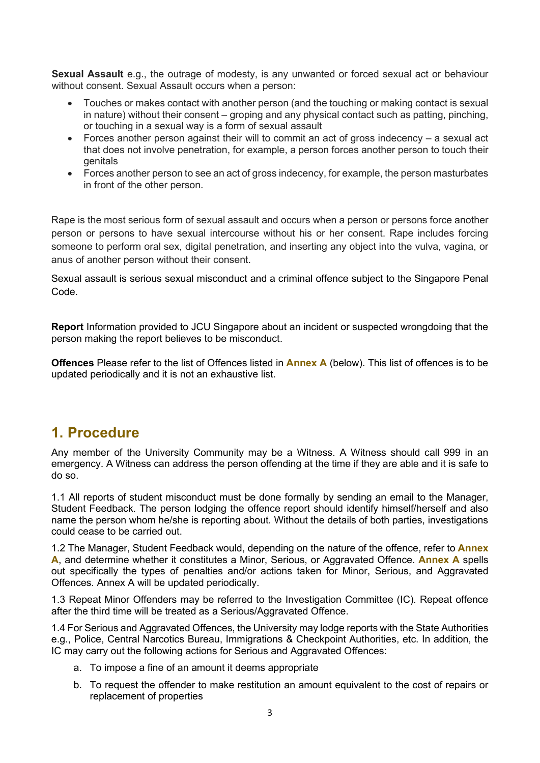**Sexual Assault** e.g., the outrage of modesty, is any unwanted or forced sexual act or behaviour without consent. Sexual Assault occurs when a person:

- Touches or makes contact with another person (and the touching or making contact is sexual in nature) without their consent – groping and any physical contact such as patting, pinching, or touching in a sexual way is a form of sexual assault
- Forces another person against their will to commit an act of gross indecency – a sexual act that does not involve penetration, for example, a person forces another person to touch their genitals
- Forces another person to see an act of gross indecency, for example, the person masturbates in front of the other person.

Rape is the most serious form of sexual assault and occurs when a person or persons force another person or persons to have sexual intercourse without his or her consent. Rape includes forcing someone to perform oral sex, digital penetration, and inserting any object into the vulva, vagina, or anus of another person without their consent.

Sexual assault is serious sexual misconduct and a criminal offence subject to the Singapore Penal Code.

**Report** Information provided to JCU Singapore about an incident or suspected wrongdoing that the person making the report believes to be misconduct.

**Offences** Please refer to the list of Offences listed in **Annex A** (below). This list of offences is to be updated periodically and it is not an exhaustive list.

## 1. Procedure

Any member of the University Community may be a Witness. A Witness should call 999 in an emergency. A Witness can address the person offending at the time if they are able and it is safe to do so.

1.1 All reports of student misconduct must be done formally by sending an email to the Manager, Student Feedback. The person lodging the offence report should identify himself/herself and also name the person whom he/she is reporting about. Without the details of both parties, investigations could cease to be carried out.

1.2 The Manager, Student Feedback would, depending on the nature of the offence, refer to **Annex A**, and determine whether it constitutes a Minor, Serious, or Aggravated Offence. **Annex A** spells out specifically the types of penalties and/or actions taken for Minor, Serious, and Aggravated Offences. Annex A will be updated periodically.

1.3 Repeat Minor Offenders may be referred to the Investigation Committee (IC). Repeat offence after the third time will be treated as a Serious/Aggravated Offence.

1.4 For Serious and Aggravated Offences, the University may lodge reports with the State Authorities e.g., Police, Central Narcotics Bureau, Immigrations & Checkpoint Authorities, etc. In addition, the IC may carry out the following actions for Serious and Aggravated Offences:

a. To impose a fine of an amount it deems appropriate

b. To request the offender to make restitution an amount equivalent to the cost of repairs or replacement of properties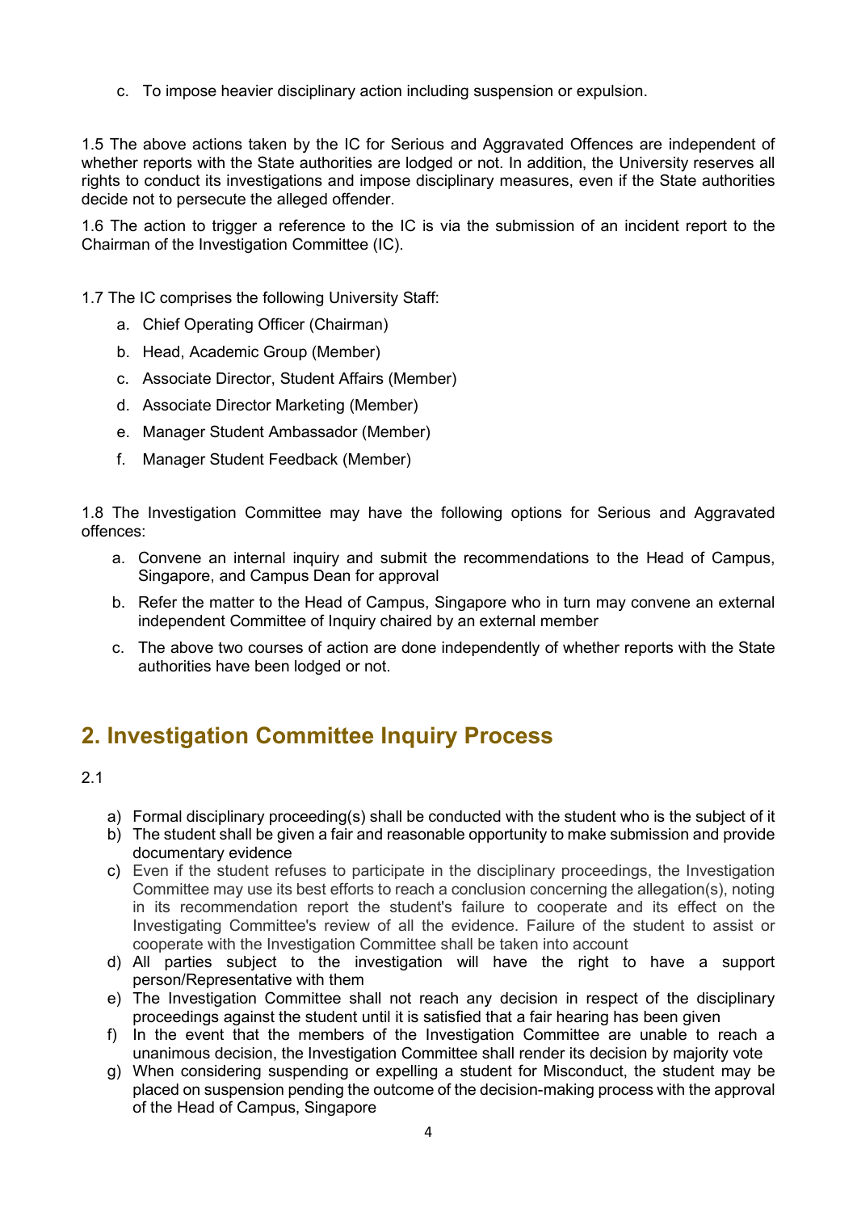c. To impose heavier disciplinary action including suspension or expulsion.

1.5 The above actions taken by the IC for Serious and Aggravated Offences are independent of whether reports with the State authorities are lodged or not. In addition, the University reserves all rights to conduct its investigations and impose disciplinary measures, even if the State authorities decide not to persecute the alleged offender.

1.6 The action to trigger a reference to the IC is via the submission of an incident report to the Chairman of the Investigation Committee (IC).

1.7 The IC comprises the following University Staff:

a. Chief Operating Officer (Chairman)
b. Head, Academic Group (Member)
c. Associate Director, Student Affairs (Member)
d. Associate Director Marketing (Member)
e. Manager Student Ambassador (Member)
f. Manager Student Feedback (Member)

1.8 The Investigation Committee may have the following options for Serious and Aggravated offences:

a. Convene an internal inquiry and submit the recommendations to the Head of Campus, Singapore, and Campus Dean for approval
b. Refer the matter to the Head of Campus, Singapore who in turn may convene an external independent Committee of Inquiry chaired by an external member
c. The above two courses of action are done independently of whether reports with the State authorities have been lodged or not.

## 2. Investigation Committee Inquiry Process

2.1

a) Formal disciplinary proceeding(s) shall be conducted with the student who is the subject of it
b) The student shall be given a fair and reasonable opportunity to make submission and provide documentary evidence
c) Even if the student refuses to participate in the disciplinary proceedings, the Investigation Committee may use its best efforts to reach a conclusion concerning the allegation(s), noting in its recommendation report the student's failure to cooperate and its effect on the Investigating Committee's review of all the evidence. Failure of the student to assist or cooperate with the Investigation Committee shall be taken into account
d) All parties subject to the investigation will have the right to have a support person/Representative with them
e) The Investigation Committee shall not reach any decision in respect of the disciplinary proceedings against the student until it is satisfied that a fair hearing has been given
f) In the event that the members of the Investigation Committee are unable to reach a unanimous decision, the Investigation Committee shall render its decision by majority vote
g) When considering suspending or expelling a student for Misconduct, the student may be placed on suspension pending the outcome of the decision-making process with the approval of the Head of Campus, Singapore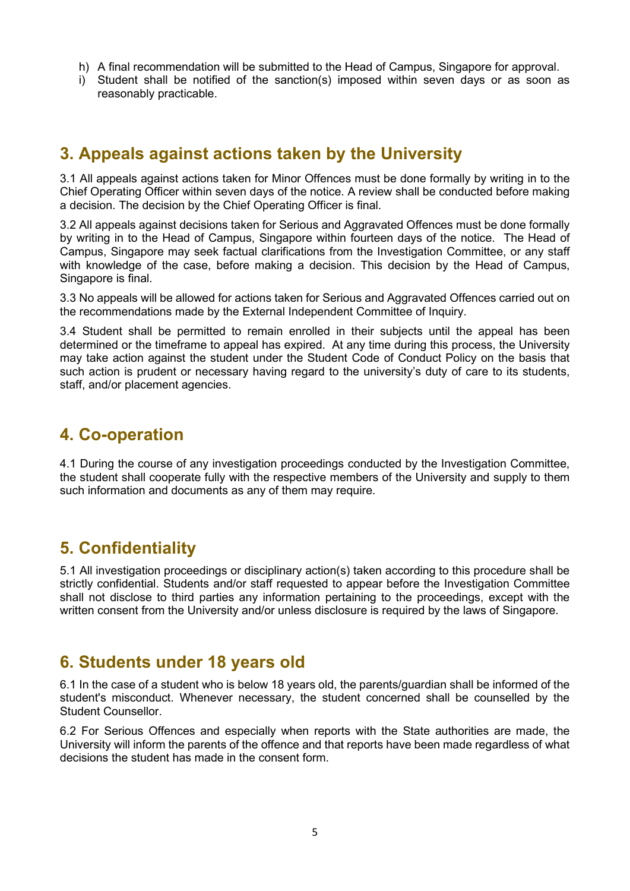h) A final recommendation will be submitted to the Head of Campus, Singapore for approval.
i) Student shall be notified of the sanction(s) imposed within seven days or as soon as reasonably practicable.

## 3. Appeals against actions taken by the University

3.1 All appeals against actions taken for Minor Offences must be done formally by writing in to the Chief Operating Officer within seven days of the notice. A review shall be conducted before making a decision. The decision by the Chief Operating Officer is final.

3.2 All appeals against decisions taken for Serious and Aggravated Offences must be done formally by writing in to the Head of Campus, Singapore within fourteen days of the notice. The Head of Campus, Singapore may seek factual clarifications from the Investigation Committee, or any staff with knowledge of the case, before making a decision. This decision by the Head of Campus, Singapore is final.

3.3 No appeals will be allowed for actions taken for Serious and Aggravated Offences carried out on the recommendations made by the External Independent Committee of Inquiry.

3.4 Student shall be permitted to remain enrolled in their subjects until the appeal has been determined or the timeframe to appeal has expired. At any time during this process, the University may take action against the student under the Student Code of Conduct Policy on the basis that such action is prudent or necessary having regard to the university's duty of care to its students, staff, and/or placement agencies.

## 4. Co-operation

4.1 During the course of any investigation proceedings conducted by the Investigation Committee, the student shall cooperate fully with the respective members of the University and supply to them such information and documents as any of them may require.

## 5. Confidentiality

5.1 All investigation proceedings or disciplinary action(s) taken according to this procedure shall be strictly confidential. Students and/or staff requested to appear before the Investigation Committee shall not disclose to third parties any information pertaining to the proceedings, except with the written consent from the University and/or unless disclosure is required by the laws of Singapore.

## 6. Students under 18 years old

6.1 In the case of a student who is below 18 years old, the parents/guardian shall be informed of the student's misconduct. Whenever necessary, the student concerned shall be counselled by the Student Counsellor.

6.2 For Serious Offences and especially when reports with the State authorities are made, the University will inform the parents of the offence and that reports have been made regardless of what decisions the student has made in the consent form.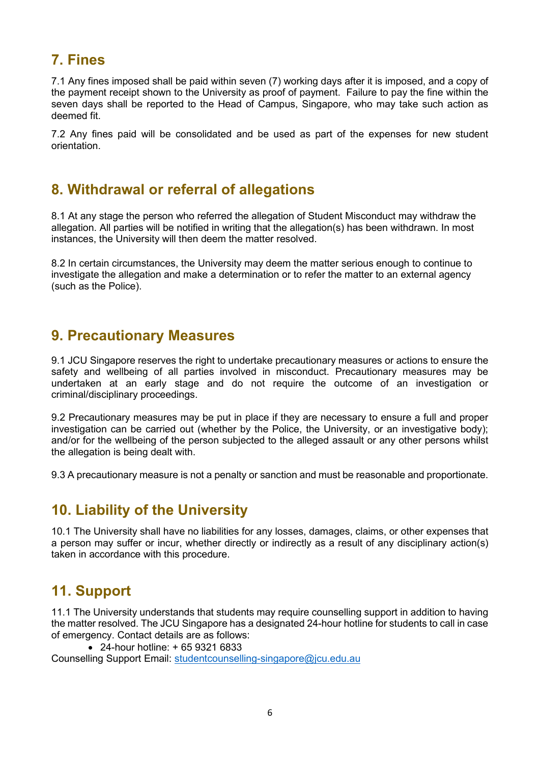## 7. Fines

7.1 Any fines imposed shall be paid within seven (7) working days after it is imposed, and a copy of the payment receipt shown to the University as proof of payment. Failure to pay the fine within the seven days shall be reported to the Head of Campus, Singapore, who may take such action as deemed fit.

7.2 Any fines paid will be consolidated and be used as part of the expenses for new student orientation.

## 8. Withdrawal or referral of allegations

8.1 At any stage the person who referred the allegation of Student Misconduct may withdraw the allegation. All parties will be notified in writing that the allegation(s) has been withdrawn. In most instances, the University will then deem the matter resolved.

8.2 In certain circumstances, the University may deem the matter serious enough to continue to investigate the allegation and make a determination or to refer the matter to an external agency (such as the Police).

## 9. Precautionary Measures

9.1 JCU Singapore reserves the right to undertake precautionary measures or actions to ensure the safety and wellbeing of all parties involved in misconduct. Precautionary measures may be undertaken at an early stage and do not require the outcome of an investigation or criminal/disciplinary proceedings.

9.2 Precautionary measures may be put in place if they are necessary to ensure a full and proper investigation can be carried out (whether by the Police, the University, or an investigative body); and/or for the wellbeing of the person subjected to the alleged assault or any other persons whilst the allegation is being dealt with.

9.3 A precautionary measure is not a penalty or sanction and must be reasonable and proportionate.

## 10. Liability of the University

10.1 The University shall have no liabilities for any losses, damages, claims, or other expenses that a person may suffer or incur, whether directly or indirectly as a result of any disciplinary action(s) taken in accordance with this procedure.

## 11. Support

11.1 The University understands that students may require counselling support in addition to having the matter resolved. The JCU Singapore has a designated 24-hour hotline for students to call in case of emergency. Contact details are as follows:

- 24-hour hotline: + 65 9321 6833

Counselling Support Email: studentcounselling-singapore@jcu.edu.au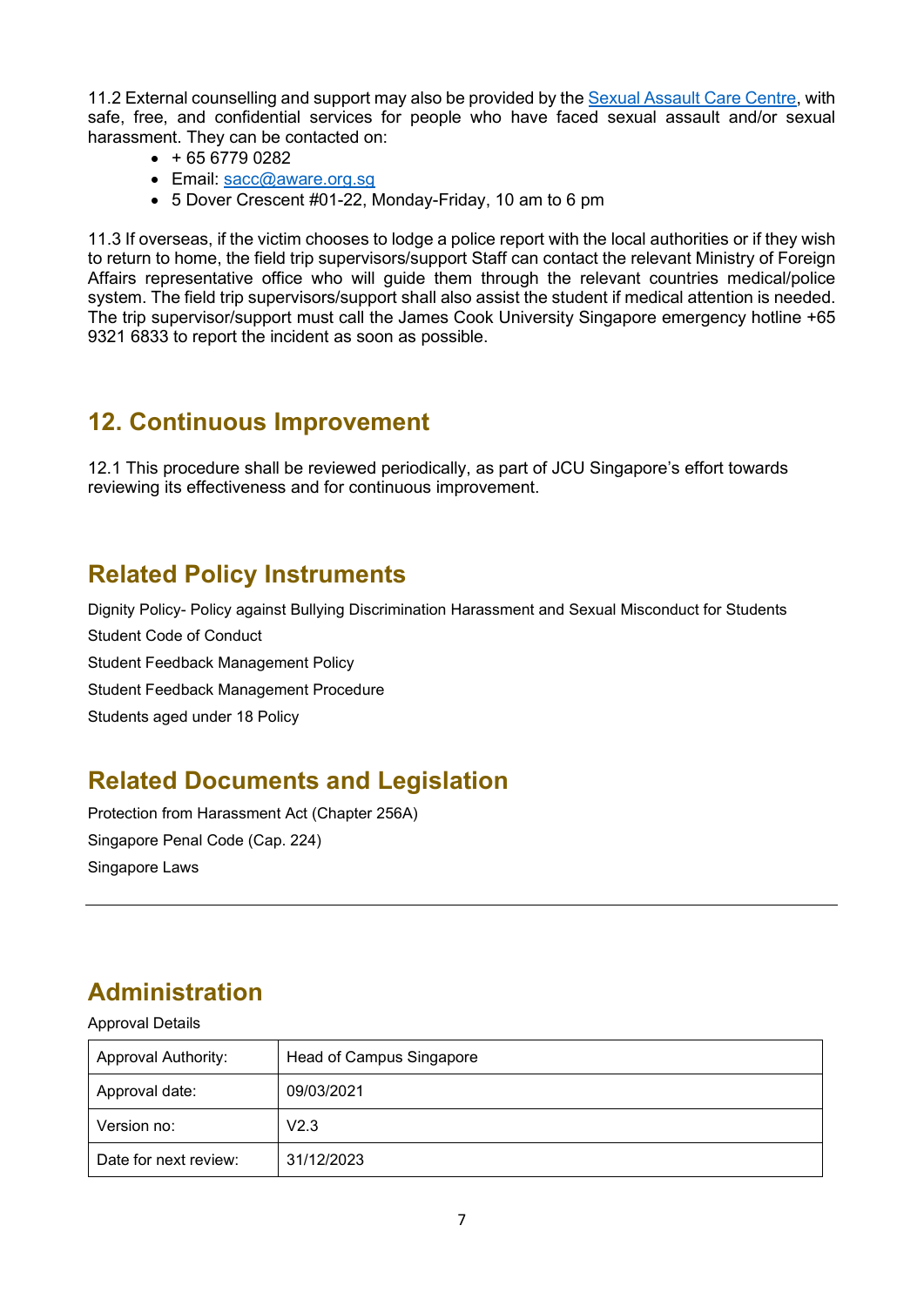11.2 External counselling and support may also be provided by the [Sexual Assault Care Centre](), with safe, free, and confidential services for people who have faced sexual assault and/or sexual harassment. They can be contacted on:

- + 65 6779 0282
- Email: sacc@aware.org.sg
- 5 Dover Crescent #01-22, Monday-Friday, 10 am to 6 pm

11.3 If overseas, if the victim chooses to lodge a police report with the local authorities or if they wish to return to home, the field trip supervisors/support Staff can contact the relevant Ministry of Foreign Affairs representative office who will guide them through the relevant countries medical/police system. The field trip supervisors/support shall also assist the student if medical attention is needed. The trip supervisor/support must call the James Cook University Singapore emergency hotline +65 9321 6833 to report the incident as soon as possible.

## 12. Continuous Improvement

12.1 This procedure shall be reviewed periodically, as part of JCU Singapore's effort towards reviewing its effectiveness and for continuous improvement.

## Related Policy Instruments

Dignity Policy- Policy against Bullying Discrimination Harassment and Sexual Misconduct for Students

Student Code of Conduct

Student Feedback Management Policy

Student Feedback Management Procedure

Students aged under 18 Policy

## Related Documents and Legislation

Protection from Harassment Act (Chapter 256A)

Singapore Penal Code (Cap. 224)

Singapore Laws

---

## Administration

Approval Details

| | |
|---|---|
| Approval Authority: | Head of Campus Singapore |
| Approval date: | 09/03/2021 |
| Version no: | V2.3 |
| Date for next review: | 31/12/2023 |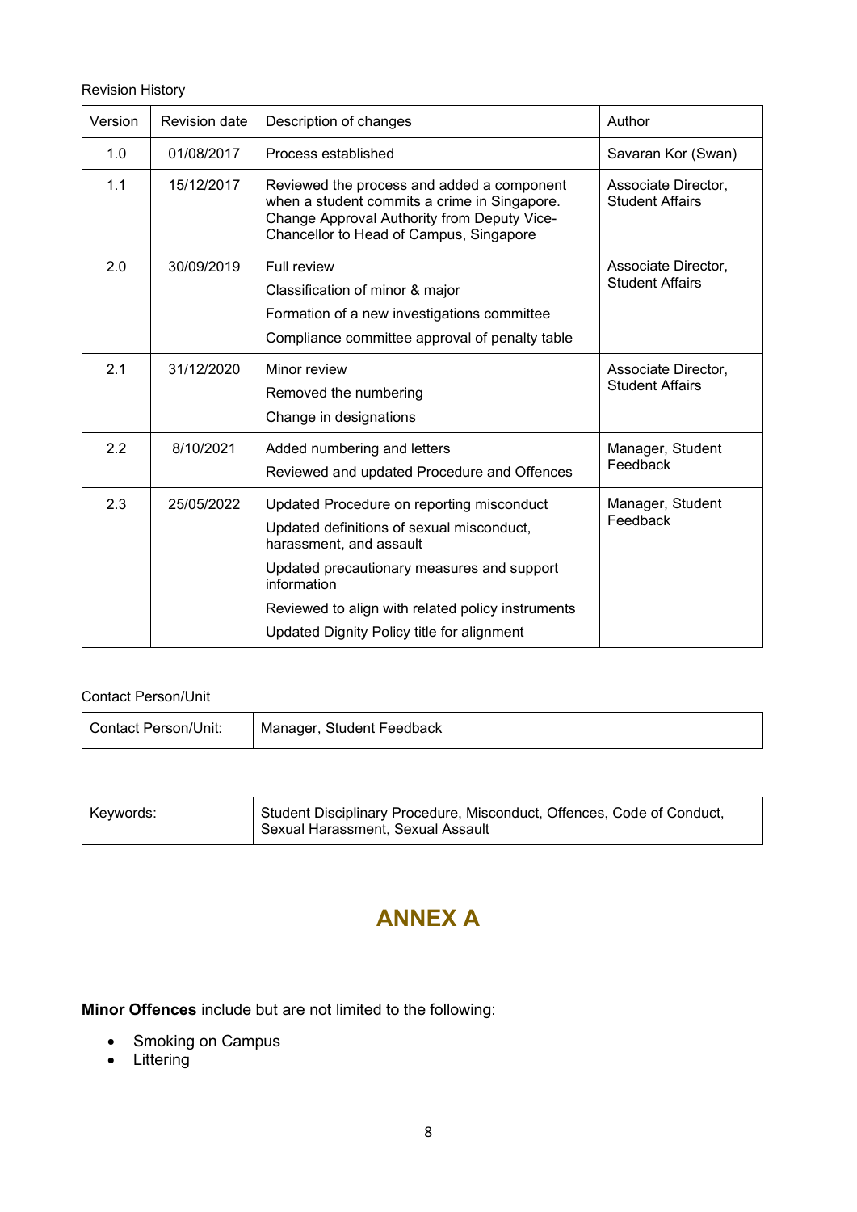Revision History

| Version | Revision date | Description of changes | Author |
|---|---|---|---|
| 1.0 | 01/08/2017 | Process established | Savaran Kor (Swan) |
| 1.1 | 15/12/2017 | Reviewed the process and added a component when a student commits a crime in Singapore. Change Approval Authority from Deputy Vice-Chancellor to Head of Campus, Singapore | Associate Director, Student Affairs |
| 2.0 | 30/09/2019 | Full review<br>Classification of minor & major<br>Formation of a new investigations committee<br>Compliance committee approval of penalty table | Associate Director, Student Affairs |
| 2.1 | 31/12/2020 | Minor review<br>Removed the numbering<br>Change in designations | Associate Director, Student Affairs |
| 2.2 | 8/10/2021 | Added numbering and letters<br>Reviewed and updated Procedure and Offences | Manager, Student Feedback |
| 2.3 | 25/05/2022 | Updated Procedure on reporting misconduct<br>Updated definitions of sexual misconduct, harassment, and assault<br>Updated precautionary measures and support information<br>Reviewed to align with related policy instruments<br>Updated Dignity Policy title for alignment | Manager, Student Feedback |

Contact Person/Unit

| Contact Person/Unit: | Manager, Student Feedback |
|---|---|

| Keywords: | Student Disciplinary Procedure, Misconduct, Offences, Code of Conduct, Sexual Harassment, Sexual Assault |
|---|---|

# ANNEX A

**Minor Offences** include but are not limited to the following:

- Smoking on Campus
- Littering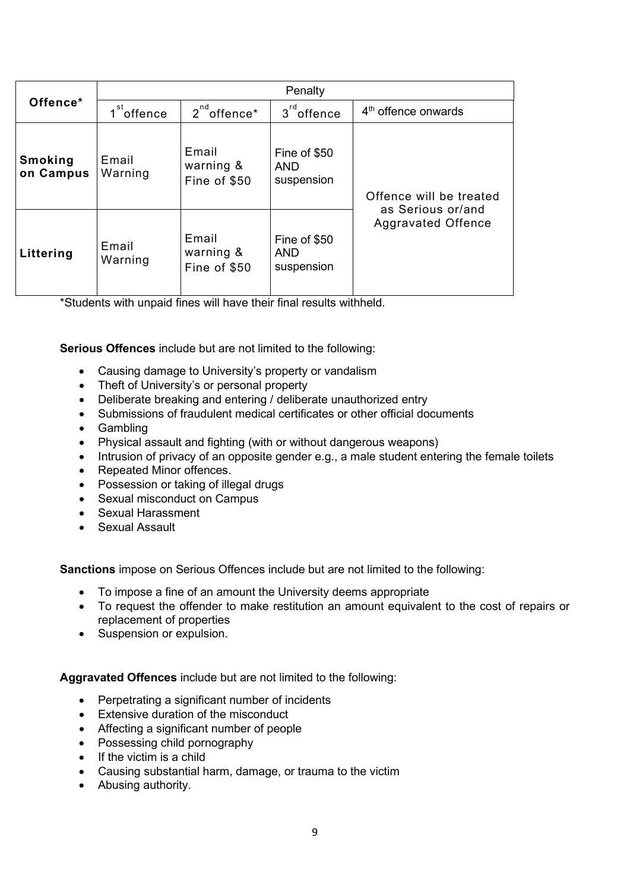| Offence* | Penalty | | | |
|---|---|---|---|---|
| | 1st offence | 2nd offence* | 3rd offence | 4th offence onwards |
| **Smoking on Campus** | Email Warning | Email warning & Fine of $50 | Fine of $50 AND suspension | Offence will be treated as Serious or/and Aggravated Offence |
| **Littering** | Email Warning | Email warning & Fine of $50 | Fine of $50 AND suspension | |

*Students with unpaid fines will have their final results withheld.

**Serious Offences** include but are not limited to the following:

- Causing damage to University's property or vandalism
- Theft of University's or personal property
- Deliberate breaking and entering / deliberate unauthorized entry
- Submissions of fraudulent medical certificates or other official documents
- Gambling
- Physical assault and fighting (with or without dangerous weapons)
- Intrusion of privacy of an opposite gender e.g., a male student entering the female toilets
- Repeated Minor offences.
- Possession or taking of illegal drugs
- Sexual misconduct on Campus
- Sexual Harassment
- Sexual Assault

**Sanctions** impose on Serious Offences include but are not limited to the following:

- To impose a fine of an amount the University deems appropriate
- To request the offender to make restitution an amount equivalent to the cost of repairs or replacement of properties
- Suspension or expulsion.

**Aggravated Offences** include but are not limited to the following:

- Perpetrating a significant number of incidents
- Extensive duration of the misconduct
- Affecting a significant number of people
- Possessing child pornography
- If the victim is a child
- Causing substantial harm, damage, or trauma to the victim
- Abusing authority.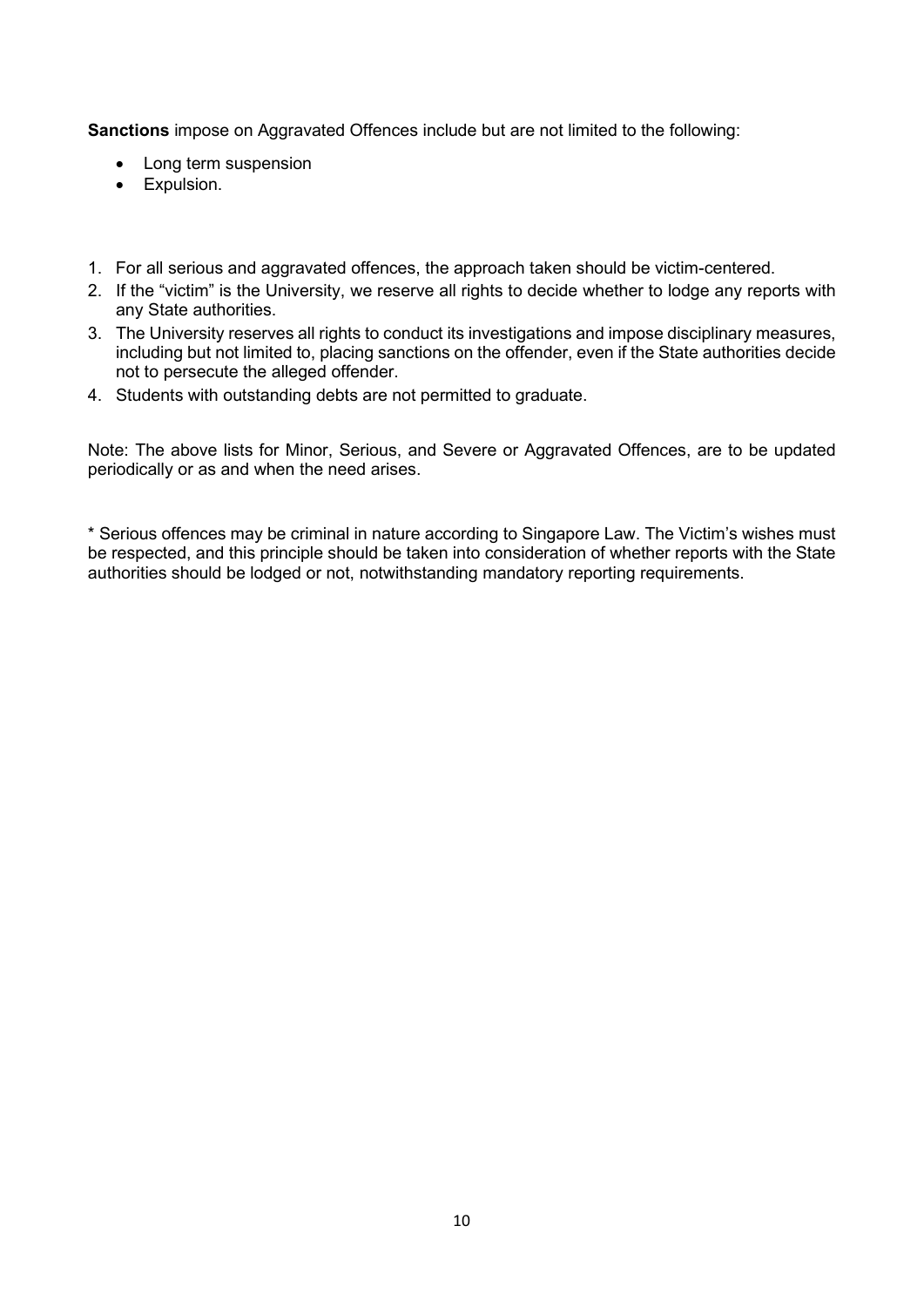**Sanctions** impose on Aggravated Offences include but are not limited to the following:

- Long term suspension
- Expulsion.

1. For all serious and aggravated offences, the approach taken should be victim-centered.
2. If the "victim" is the University, we reserve all rights to decide whether to lodge any reports with any State authorities.
3. The University reserves all rights to conduct its investigations and impose disciplinary measures, including but not limited to, placing sanctions on the offender, even if the State authorities decide not to persecute the alleged offender.
4. Students with outstanding debts are not permitted to graduate.

Note: The above lists for Minor, Serious, and Severe or Aggravated Offences, are to be updated periodically or as and when the need arises.

* Serious offences may be criminal in nature according to Singapore Law. The Victim's wishes must be respected, and this principle should be taken into consideration of whether reports with the State authorities should be lodged or not, notwithstanding mandatory reporting requirements.